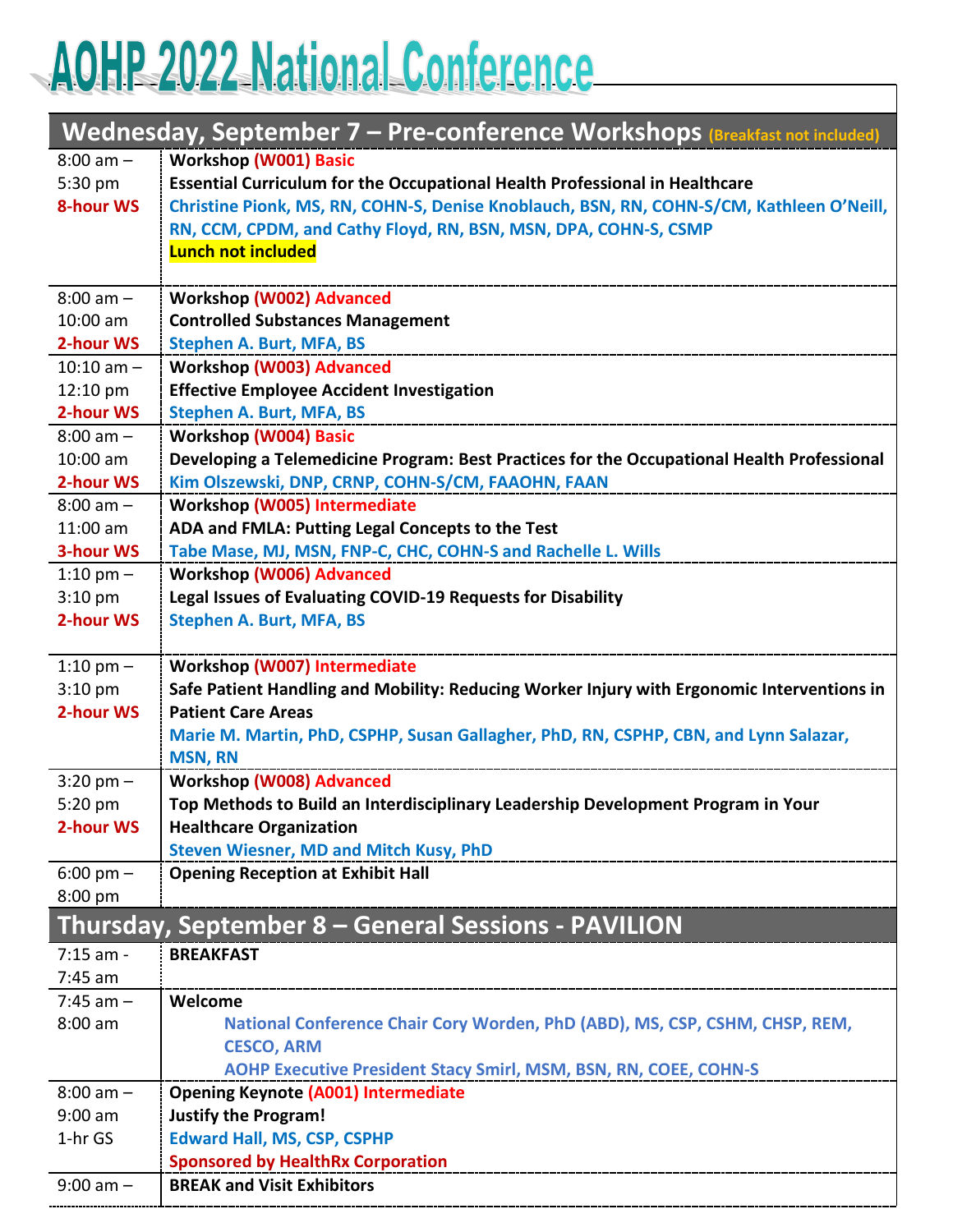# AOHP 2022 National Conference

## Wednesday, September 7 – Pre-conference Workshops (Breakfast not included)

| Time | Session |
|---|---|
| 8:00 am – 5:30 pm **8-hour WS** | **Workshop (W001) Basic** <br> **Essential Curriculum for the Occupational Health Professional in Healthcare** <br> **Christine Pionk, MS, RN, COHN-S, Denise Knoblauch, BSN, RN, COHN-S/CM, Kathleen O'Neill, RN, CCM, CPDM, and Cathy Floyd, RN, BSN, MSN, DPA, COHN-S, CSMP** <br> **Lunch not included** |
| 8:00 am – 10:00 am **2-hour WS** | **Workshop (W002) Advanced** <br> **Controlled Substances Management** <br> **Stephen A. Burt, MFA, BS** |
| 10:10 am – 12:10 pm **2-hour WS** | **Workshop (W003) Advanced** <br> **Effective Employee Accident Investigation** <br> **Stephen A. Burt, MFA, BS** |
| 8:00 am – 10:00 am **2-hour WS** | **Workshop (W004) Basic** <br> **Developing a Telemedicine Program: Best Practices for the Occupational Health Professional** <br> **Kim Olszewski, DNP, CRNP, COHN-S/CM, FAAOHN, FAAN** |
| 8:00 am – 11:00 am **3-hour WS** | **Workshop (W005) Intermediate** <br> **ADA and FMLA: Putting Legal Concepts to the Test** <br> **Tabe Mase, MJ, MSN, FNP-C, CHC, COHN-S and Rachelle L. Wills** |
| 1:10 pm – 3:10 pm **2-hour WS** | **Workshop (W006) Advanced** <br> **Legal Issues of Evaluating COVID-19 Requests for Disability** <br> **Stephen A. Burt, MFA, BS** |
| 1:10 pm – 3:10 pm **2-hour WS** | **Workshop (W007) Intermediate** <br> **Safe Patient Handling and Mobility: Reducing Worker Injury with Ergonomic Interventions in Patient Care Areas** <br> **Marie M. Martin, PhD, CSPHP, Susan Gallagher, PhD, RN, CSPHP, CBN, and Lynn Salazar, MSN, RN** |
| 3:20 pm – 5:20 pm **2-hour WS** | **Workshop (W008) Advanced** <br> **Top Methods to Build an Interdisciplinary Leadership Development Program in Your Healthcare Organization** <br> **Steven Wiesner, MD and Mitch Kusy, PhD** |
| 6:00 pm – 8:00 pm | **Opening Reception at Exhibit Hall** |

## Thursday, September 8 – General Sessions - PAVILION

| Time | Session |
|---|---|
| 7:15 am - 7:45 am | **BREAKFAST** |
| 7:45 am – 8:00 am | **Welcome** <br> **National Conference Chair Cory Worden, PhD (ABD), MS, CSP, CSHM, CHSP, REM, CESCO, ARM** <br> **AOHP Executive President Stacy Smirl, MSM, BSN, RN, COEE, COHN-S** |
| 8:00 am – 9:00 am 1-hr GS | **Opening Keynote (A001) Intermediate** <br> **Justify the Program!** <br> **Edward Hall, MS, CSP, CSPHP** <br> **Sponsored by HealthRx Corporation** |
| 9:00 am – | **BREAK and Visit Exhibitors** |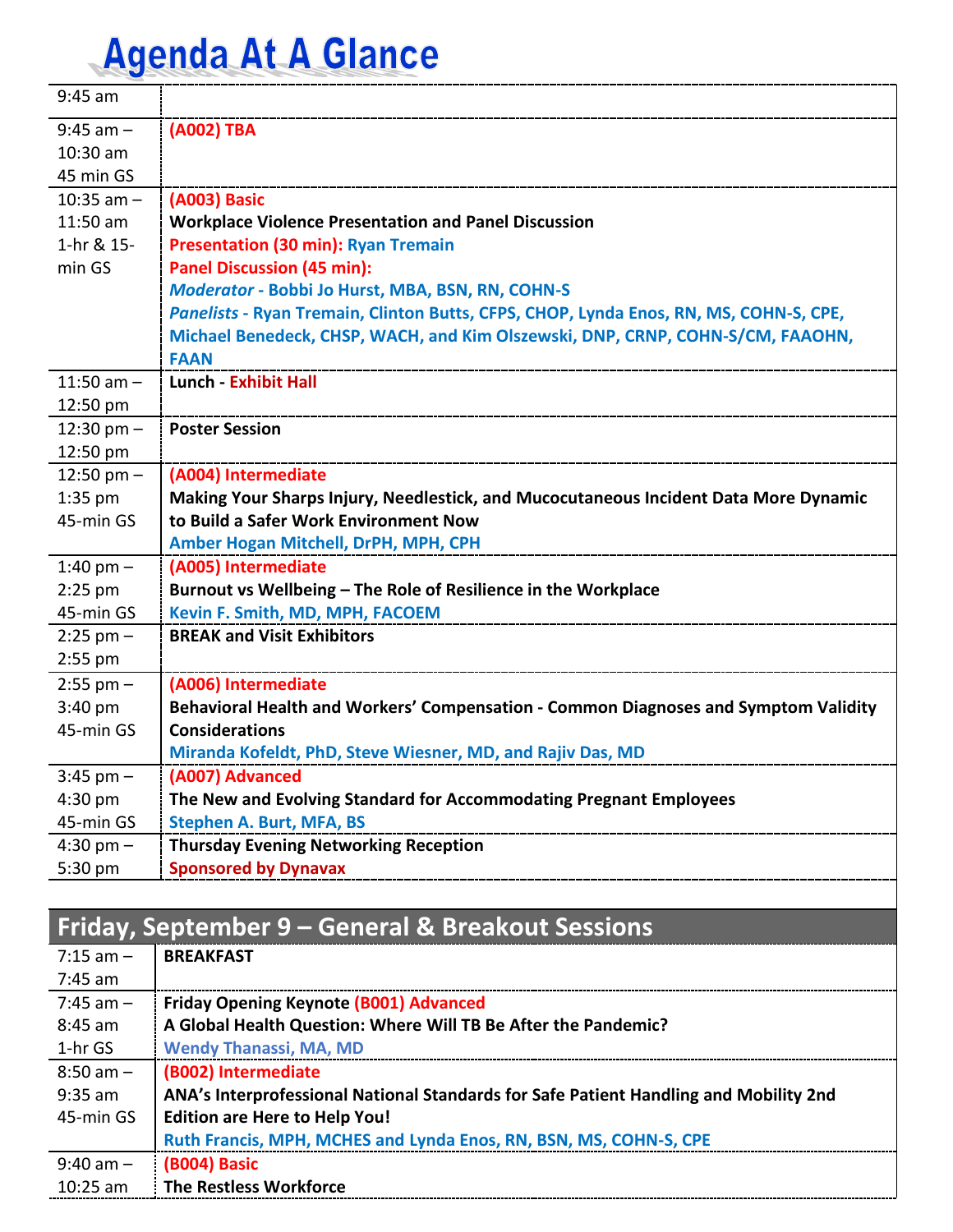# Agenda At A Glance

| | |
|---|---|
| 9:45 am | |
| 9:45 am – 10:30 am 45 min GS | **(A002) TBA** |
| 10:35 am – 11:50 am 1-hr & 15-min GS | **(A003) Basic**<br>**Workplace Violence Presentation and Panel Discussion**<br>**Presentation (30 min): Ryan Tremain**<br>**Panel Discussion (45 min):**<br>***Moderator* - Bobbi Jo Hurst, MBA, BSN, RN, COHN-S**<br>***Panelists* - Ryan Tremain, Clinton Butts, CFPS, CHOP, Lynda Enos, RN, MS, COHN-S, CPE, Michael Benedeck, CHSP, WACH, and Kim Olszewski, DNP, CRNP, COHN-S/CM, FAAOHN, FAAN** |
| 11:50 am – 12:50 pm | **Lunch - Exhibit Hall** |
| 12:30 pm – 12:50 pm | **Poster Session** |
| 12:50 pm – 1:35 pm 45-min GS | **(A004) Intermediate**<br>**Making Your Sharps Injury, Needlestick, and Mucocutaneous Incident Data More Dynamic to Build a Safer Work Environment Now**<br>**Amber Hogan Mitchell, DrPH, MPH, CPH** |
| 1:40 pm – 2:25 pm 45-min GS | **(A005) Intermediate**<br>**Burnout vs Wellbeing – The Role of Resilience in the Workplace**<br>**Kevin F. Smith, MD, MPH, FACOEM** |
| 2:25 pm – 2:55 pm | **BREAK and Visit Exhibitors** |
| 2:55 pm – 3:40 pm 45-min GS | **(A006) Intermediate**<br>**Behavioral Health and Workers' Compensation - Common Diagnoses and Symptom Validity Considerations**<br>**Miranda Kofeldt, PhD, Steve Wiesner, MD, and Rajiv Das, MD** |
| 3:45 pm – 4:30 pm 45-min GS | **(A007) Advanced**<br>**The New and Evolving Standard for Accommodating Pregnant Employees**<br>**Stephen A. Burt, MFA, BS** |
| 4:30 pm – 5:30 pm | **Thursday Evening Networking Reception**<br>**Sponsored by Dynavax** |

## Friday, September 9 – General & Breakout Sessions

| | |
|---|---|
| 7:15 am – 7:45 am | **BREAKFAST** |
| 7:45 am – 8:45 am 1-hr GS | **Friday Opening Keynote (B001) Advanced**<br>**A Global Health Question: Where Will TB Be After the Pandemic?**<br>**Wendy Thanassi, MA, MD** |
| 8:50 am – 9:35 am 45-min GS | **(B002) Intermediate**<br>**ANA's Interprofessional National Standards for Safe Patient Handling and Mobility 2nd Edition are Here to Help You!**<br>**Ruth Francis, MPH, MCHES and Lynda Enos, RN, BSN, MS, COHN-S, CPE** |
| 9:40 am – 10:25 am | **(B004) Basic**<br>**The Restless Workforce** |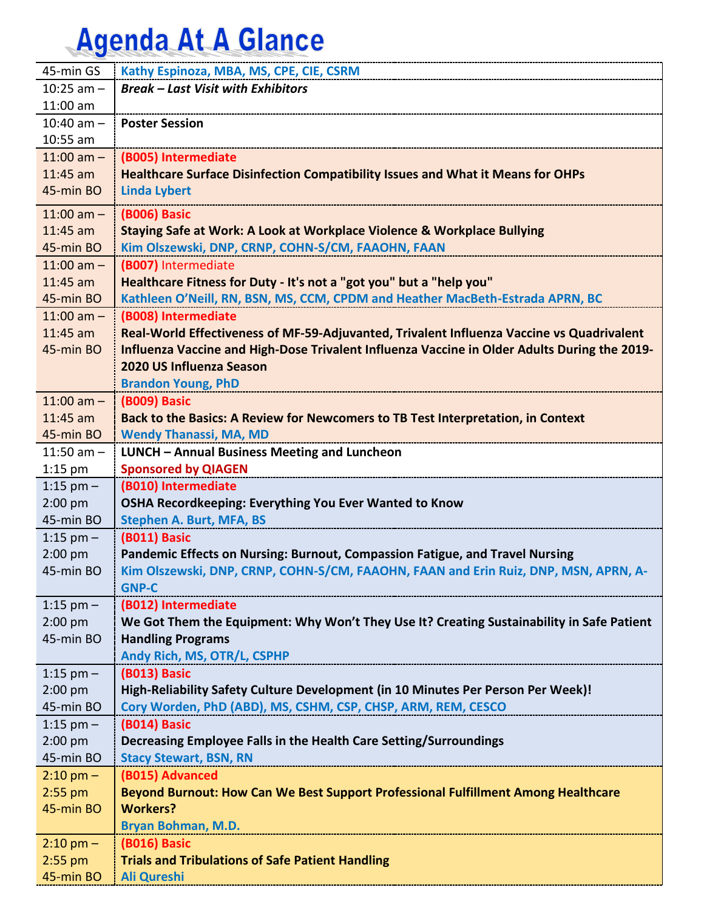# Agenda At A Glance

| | |
|---|---|
| 45-min GS | Kathy Espinoza, MBA, MS, CPE, CIE, CSRM |
| 10:25 am – 11:00 am | ***Break – Last Visit with Exhibitors*** |
| 10:40 am – 10:55 am | **Poster Session** |
| 11:00 am – 11:45 am 45-min BO | **(B005) Intermediate** **Healthcare Surface Disinfection Compatibility Issues and What it Means for OHPs** Linda Lybert |
| 11:00 am – 11:45 am 45-min BO | **(B006) Basic** **Staying Safe at Work: A Look at Workplace Violence & Workplace Bullying** Kim Olszewski, DNP, CRNP, COHN-S/CM, FAAOHN, FAAN |
| 11:00 am – 11:45 am 45-min BO | **(B007)** Intermediate **Healthcare Fitness for Duty - It's not a "got you" but a "help you"** Kathleen O'Neill, RN, BSN, MS, CCM, CPDM and Heather MacBeth-Estrada APRN, BC |
| 11:00 am – 11:45 am 45-min BO | **(B008) Intermediate** **Real-World Effectiveness of MF-59-Adjuvanted, Trivalent Influenza Vaccine vs Quadrivalent Influenza Vaccine and High-Dose Trivalent Influenza Vaccine in Older Adults During the 2019-2020 US Influenza Season** Brandon Young, PhD |
| 11:00 am – 11:45 am 45-min BO | **(B009) Basic** **Back to the Basics: A Review for Newcomers to TB Test Interpretation, in Context** Wendy Thanassi, MA, MD |
| 11:50 am – 1:15 pm | **LUNCH – Annual Business Meeting and Luncheon** **Sponsored by QIAGEN** |
| 1:15 pm – 2:00 pm 45-min BO | **(B010) Intermediate** **OSHA Recordkeeping: Everything You Ever Wanted to Know** Stephen A. Burt, MFA, BS |
| 1:15 pm – 2:00 pm 45-min BO | **(B011) Basic** **Pandemic Effects on Nursing: Burnout, Compassion Fatigue, and Travel Nursing** Kim Olszewski, DNP, CRNP, COHN-S/CM, FAAOHN, FAAN and Erin Ruiz, DNP, MSN, APRN, A-GNP-C |
| 1:15 pm – 2:00 pm 45-min BO | **(B012) Intermediate** **We Got Them the Equipment: Why Won't They Use It? Creating Sustainability in Safe Patient Handling Programs** Andy Rich, MS, OTR/L, CSPHP |
| 1:15 pm – 2:00 pm 45-min BO | **(B013) Basic** **High-Reliability Safety Culture Development (in 10 Minutes Per Person Per Week)!** Cory Worden, PhD (ABD), MS, CSHM, CSP, CHSP, ARM, REM, CESCO |
| 1:15 pm – 2:00 pm 45-min BO | **(B014) Basic** **Decreasing Employee Falls in the Health Care Setting/Surroundings** Stacy Stewart, BSN, RN |
| 2:10 pm – 2:55 pm 45-min BO | **(B015) Advanced** **Beyond Burnout: How Can We Best Support Professional Fulfillment Among Healthcare Workers?** Bryan Bohman, M.D. |
| 2:10 pm – 2:55 pm 45-min BO | **(B016) Basic** **Trials and Tribulations of Safe Patient Handling** Ali Qureshi |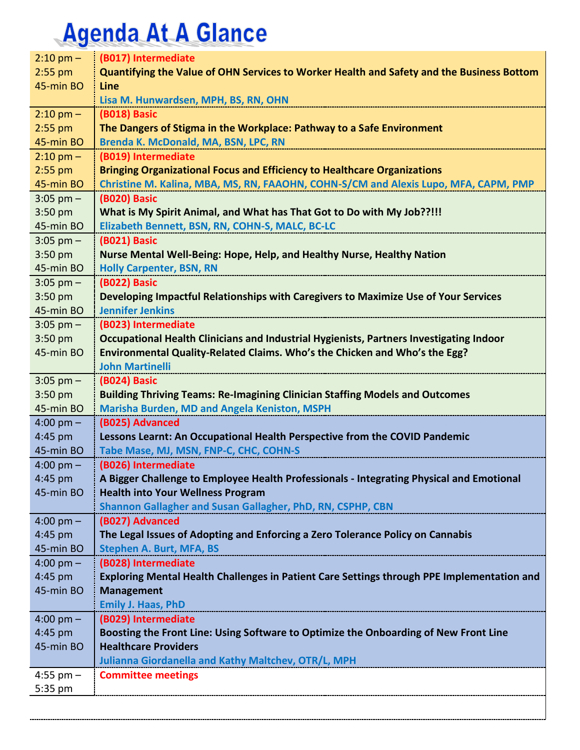# Agenda At A Glance

| Time | Session |
|---|---|
| 2:10 pm – 2:55 pm 45-min BO | **(B017) Intermediate** **Quantifying the Value of OHN Services to Worker Health and Safety and the Business Bottom Line** Lisa M. Hunwardsen, MPH, BS, RN, OHN |
| 2:10 pm – 2:55 pm 45-min BO | **(B018) Basic** **The Dangers of Stigma in the Workplace: Pathway to a Safe Environment** Brenda K. McDonald, MA, BSN, LPC, RN |
| 2:10 pm – 2:55 pm 45-min BO | **(B019) Intermediate** **Bringing Organizational Focus and Efficiency to Healthcare Organizations** Christine M. Kalina, MBA, MS, RN, FAAOHN, COHN-S/CM and Alexis Lupo, MFA, CAPM, PMP |
| 3:05 pm – 3:50 pm 45-min BO | **(B020) Basic** **What is My Spirit Animal, and What has That Got to Do with My Job??!!!** Elizabeth Bennett, BSN, RN, COHN-S, MALC, BC-LC |
| 3:05 pm – 3:50 pm 45-min BO | **(B021) Basic** **Nurse Mental Well-Being: Hope, Help, and Healthy Nurse, Healthy Nation** Holly Carpenter, BSN, RN |
| 3:05 pm – 3:50 pm 45-min BO | **(B022) Basic** **Developing Impactful Relationships with Caregivers to Maximize Use of Your Services** Jennifer Jenkins |
| 3:05 pm – 3:50 pm 45-min BO | **(B023) Intermediate** **Occupational Health Clinicians and Industrial Hygienists, Partners Investigating Indoor Environmental Quality-Related Claims. Who's the Chicken and Who's the Egg?** John Martinelli |
| 3:05 pm – 3:50 pm 45-min BO | **(B024) Basic** **Building Thriving Teams: Re-Imagining Clinician Staffing Models and Outcomes** Marisha Burden, MD and Angela Keniston, MSPH |
| 4:00 pm – 4:45 pm 45-min BO | **(B025) Advanced** **Lessons Learnt: An Occupational Health Perspective from the COVID Pandemic** Tabe Mase, MJ, MSN, FNP-C, CHC, COHN-S |
| 4:00 pm – 4:45 pm 45-min BO | **(B026) Intermediate** **A Bigger Challenge to Employee Health Professionals - Integrating Physical and Emotional Health into Your Wellness Program** Shannon Gallagher and Susan Gallagher, PhD, RN, CSPHP, CBN |
| 4:00 pm – 4:45 pm 45-min BO | **(B027) Advanced** **The Legal Issues of Adopting and Enforcing a Zero Tolerance Policy on Cannabis** Stephen A. Burt, MFA, BS |
| 4:00 pm – 4:45 pm 45-min BO | **(B028) Intermediate** **Exploring Mental Health Challenges in Patient Care Settings through PPE Implementation and Management** Emily J. Haas, PhD |
| 4:00 pm – 4:45 pm 45-min BO | **(B029) Intermediate** **Boosting the Front Line: Using Software to Optimize the Onboarding of New Front Line Healthcare Providers** Julianna Giordanella and Kathy Maltchev, OTR/L, MPH |
| 4:55 pm – 5:35 pm | **Committee meetings** |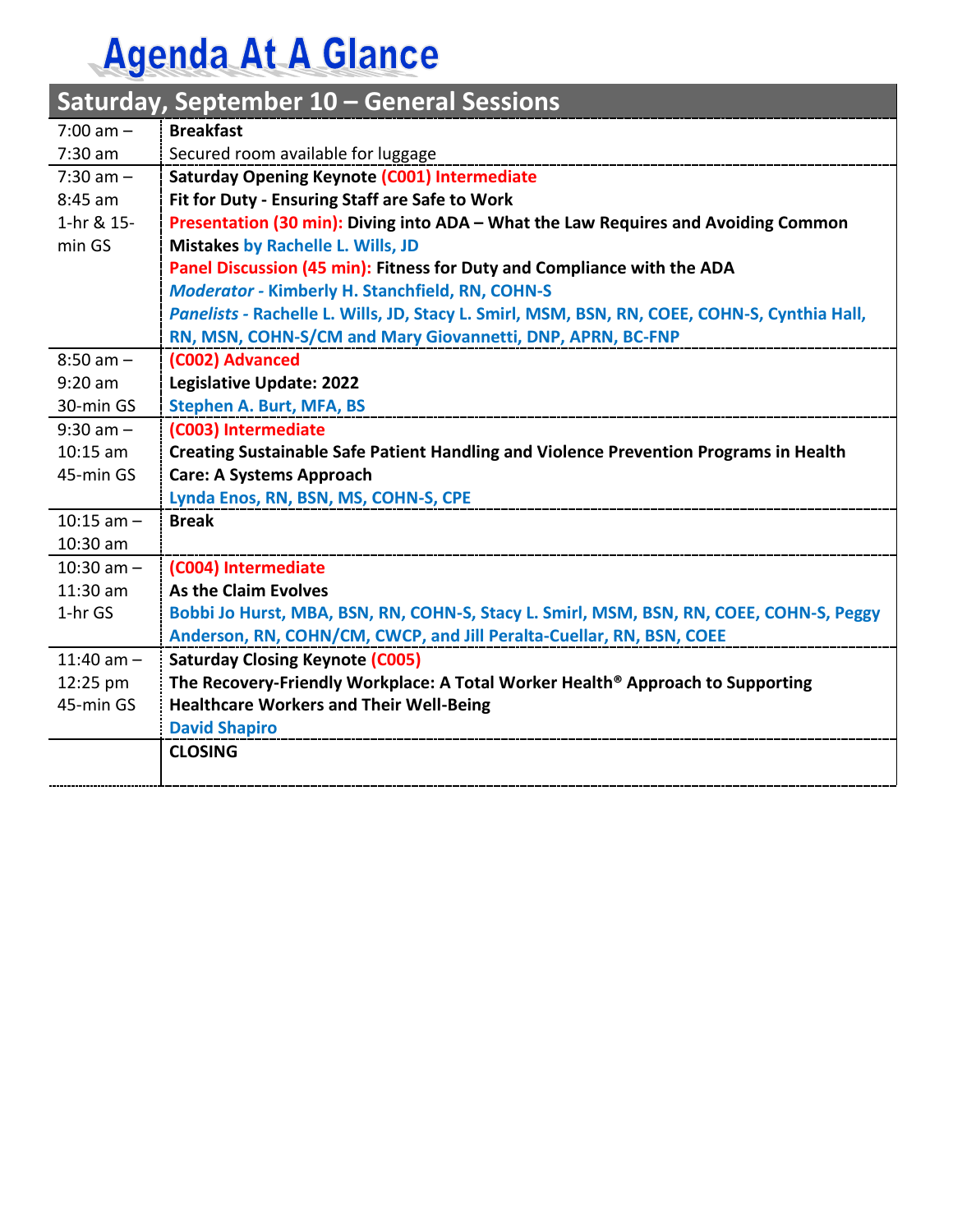# Agenda At A Glance

| Saturday, September 10 – General Sessions | |
|---|---|
| 7:00 am – 7:30 am | **Breakfast**<br>Secured room available for luggage |
| 7:30 am – 8:45 am<br>1-hr & 15-min GS | **Saturday Opening Keynote (C001) Intermediate**<br>**Fit for Duty - Ensuring Staff are Safe to Work**<br>**Presentation (30 min): Diving into ADA – What the Law Requires and Avoiding Common Mistakes by Rachelle L. Wills, JD**<br>**Panel Discussion (45 min): Fitness for Duty and Compliance with the ADA**<br>***Moderator*** **- Kimberly H. Stanchfield, RN, COHN-S**<br>***Panelists*** **- Rachelle L. Wills, JD, Stacy L. Smirl, MSM, BSN, RN, COEE, COHN-S, Cynthia Hall, RN, MSN, COHN-S/CM and Mary Giovannetti, DNP, APRN, BC-FNP** |
| 8:50 am – 9:20 am<br>30-min GS | **(C002) Advanced**<br>**Legislative Update: 2022**<br>**Stephen A. Burt, MFA, BS** |
| 9:30 am – 10:15 am<br>45-min GS | **(C003) Intermediate**<br>**Creating Sustainable Safe Patient Handling and Violence Prevention Programs in Health Care: A Systems Approach**<br>**Lynda Enos, RN, BSN, MS, COHN-S, CPE** |
| 10:15 am – 10:30 am | **Break** |
| 10:30 am – 11:30 am<br>1-hr GS | **(C004) Intermediate**<br>**As the Claim Evolves**<br>**Bobbi Jo Hurst, MBA, BSN, RN, COHN-S, Stacy L. Smirl, MSM, BSN, RN, COEE, COHN-S, Peggy Anderson, RN, COHN/CM, CWCP, and Jill Peralta-Cuellar, RN, BSN, COEE** |
| 11:40 am – 12:25 pm<br>45-min GS | **Saturday Closing Keynote (C005)**<br>**The Recovery-Friendly Workplace: A Total Worker Health® Approach to Supporting Healthcare Workers and Their Well-Being**<br>**David Shapiro** |
| | **CLOSING** |